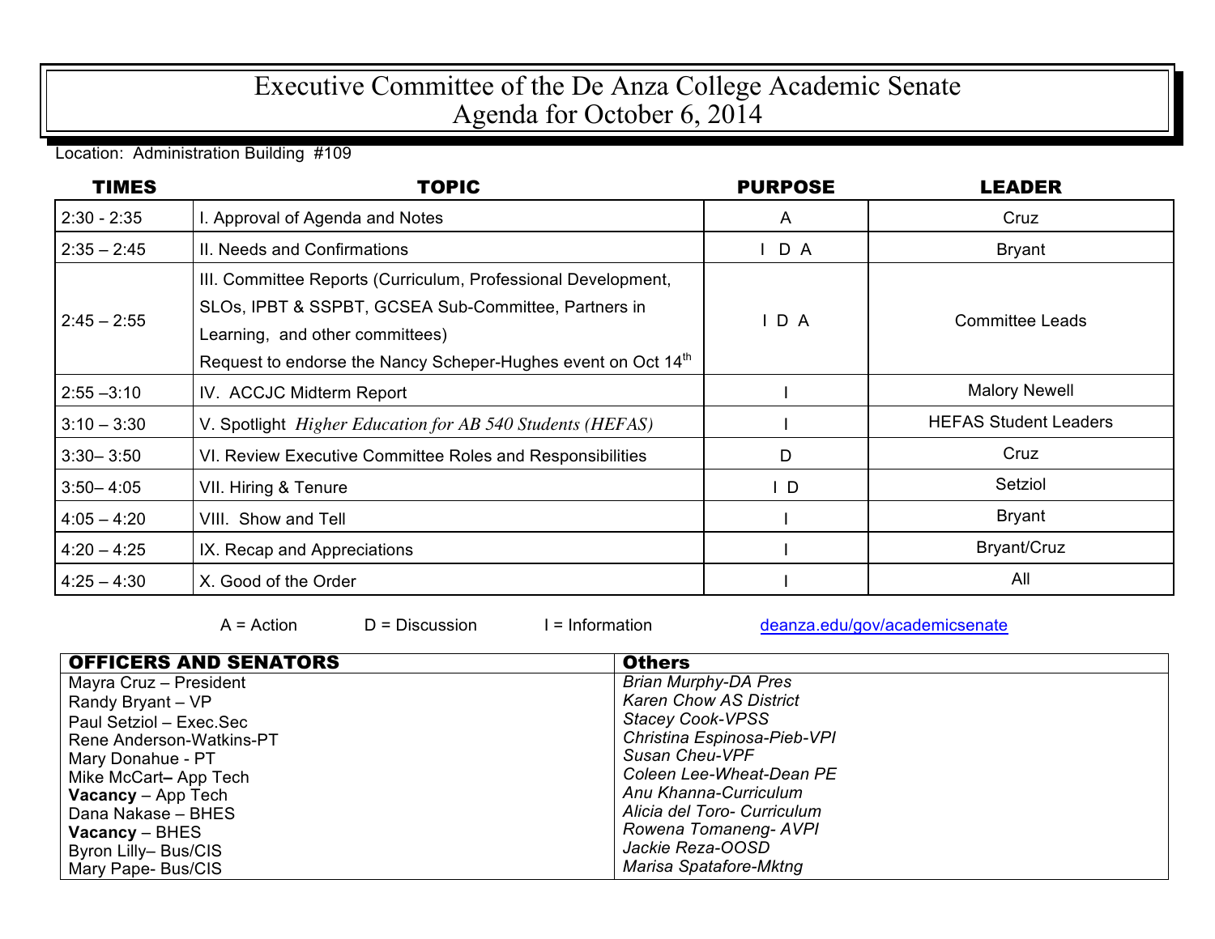# Executive Committee of the De Anza College Academic Senate
# Agenda for October 6, 2014

Location: Administration Building #109

| TIMES | TOPIC | PURPOSE | LEADER |
|---|---|---|---|
| 2:30 - 2:35 | I. Approval of Agenda and Notes | A | Cruz |
| 2:35 – 2:45 | II. Needs and Confirmations | I D A | Bryant |
| 2:45 – 2:55 | III. Committee Reports (Curriculum, Professional Development, SLOs, IPBT & SSPBT, GCSEA Sub-Committee, Partners in Learning, and other committees)<br>Request to endorse the Nancy Scheper-Hughes event on Oct 14th | I D A | Committee Leads |
| 2:55 –3:10 | IV. ACCJC Midterm Report | I | Malory Newell |
| 3:10 – 3:30 | V. Spotlight *Higher Education for AB 540 Students (HEFAS)* | I | HEFAS Student Leaders |
| 3:30– 3:50 | VI. Review Executive Committee Roles and Responsibilities | D | Cruz |
| 3:50– 4:05 | VII. Hiring & Tenure | I D | Setziol |
| 4:05 – 4:20 | VIII. Show and Tell | I | Bryant |
| 4:20 – 4:25 | IX. Recap and Appreciations | I | Bryant/Cruz |
| 4:25 – 4:30 | X. Good of the Order | I | All |

A = Action    D = Discussion    I = Information    deanza.edu/gov/academicsenate

| OFFICERS AND SENATORS | Others |
|---|---|
| Mayra Cruz – President | *Brian Murphy-DA Pres* |
| Randy Bryant – VP | *Karen Chow AS District* |
| Paul Setziol – Exec.Sec | *Stacey Cook-VPSS* |
| Rene Anderson-Watkins-PT | *Christina Espinosa-Pieb-VPI* |
| Mary Donahue - PT | *Susan Cheu-VPF* |
| Mike McCart– App Tech | *Coleen Lee-Wheat-Dean PE* |
| **Vacancy** – App Tech | *Anu Khanna-Curriculum* |
| Dana Nakase – BHES | *Alicia del Toro- Curriculum* |
| **Vacancy** – BHES | *Rowena Tomaneng- AVPI* |
| Byron Lilly– Bus/CIS | *Jackie Reza-OOSD* |
| Mary Pape- Bus/CIS | *Marisa Spatafore-Mktng* |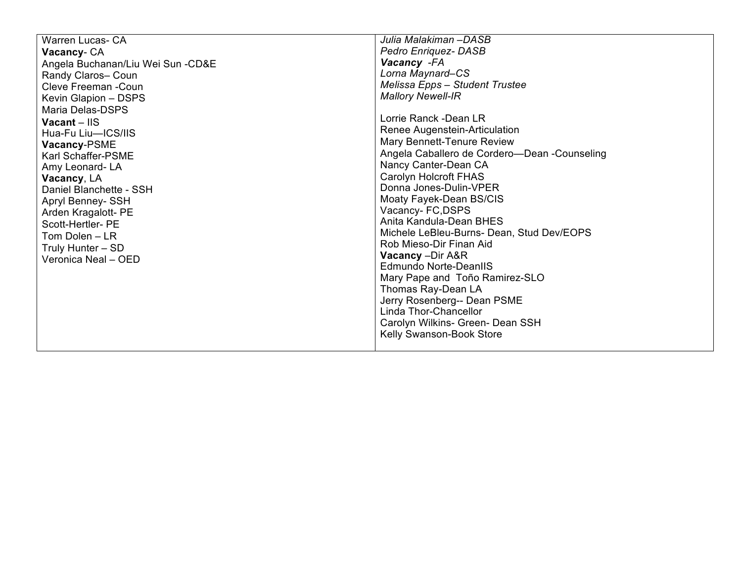| | |
|---|---|
| Warren Lucas- CA<br>**Vacancy**- CA<br>Angela Buchanan/Liu Wei Sun -CD&E<br>Randy Claros– Coun<br>Cleve Freeman -Coun<br>Kevin Glapion – DSPS<br>Maria Delas-DSPS<br>**Vacant** – IIS<br>Hua-Fu Liu—ICS/IIS<br>**Vacancy**-PSME<br>Karl Schaffer-PSME<br>Amy Leonard- LA<br>**Vacancy**, LA<br>Daniel Blanchette - SSH<br>Apryl Benney- SSH<br>Arden Kragalott- PE<br>Scott-Hertler- PE<br>Tom Dolen – LR<br>Truly Hunter – SD<br>Veronica Neal – OED | *Julia Malakiman –DASB*<br>*Pedro Enriquez- DASB*<br>***Vacancy** -FA*<br>*Lorna Maynard–CS*<br>*Melissa Epps – Student Trustee*<br>*Mallory Newell-IR*<br><br>Lorrie Ranck -Dean LR<br>Renee Augenstein-Articulation<br>Mary Bennett-Tenure Review<br>Angela Caballero de Cordero—Dean -Counseling<br>Nancy Canter-Dean CA<br>Carolyn Holcroft FHAS<br>Donna Jones-Dulin-VPER<br>Moaty Fayek-Dean BS/CIS<br>Vacancy- FC,DSPS<br>Anita Kandula-Dean BHES<br>Michele LeBleu-Burns- Dean, Stud Dev/EOPS<br>Rob Mieso-Dir Finan Aid<br>**Vacancy** –Dir A&R<br>Edmundo Norte-DeanIIS<br>Mary Pape and Toño Ramirez-SLO<br>Thomas Ray-Dean LA<br>Jerry Rosenberg-- Dean PSME<br>Linda Thor-Chancellor<br>Carolyn Wilkins- Green- Dean SSH<br>Kelly Swanson-Book Store |